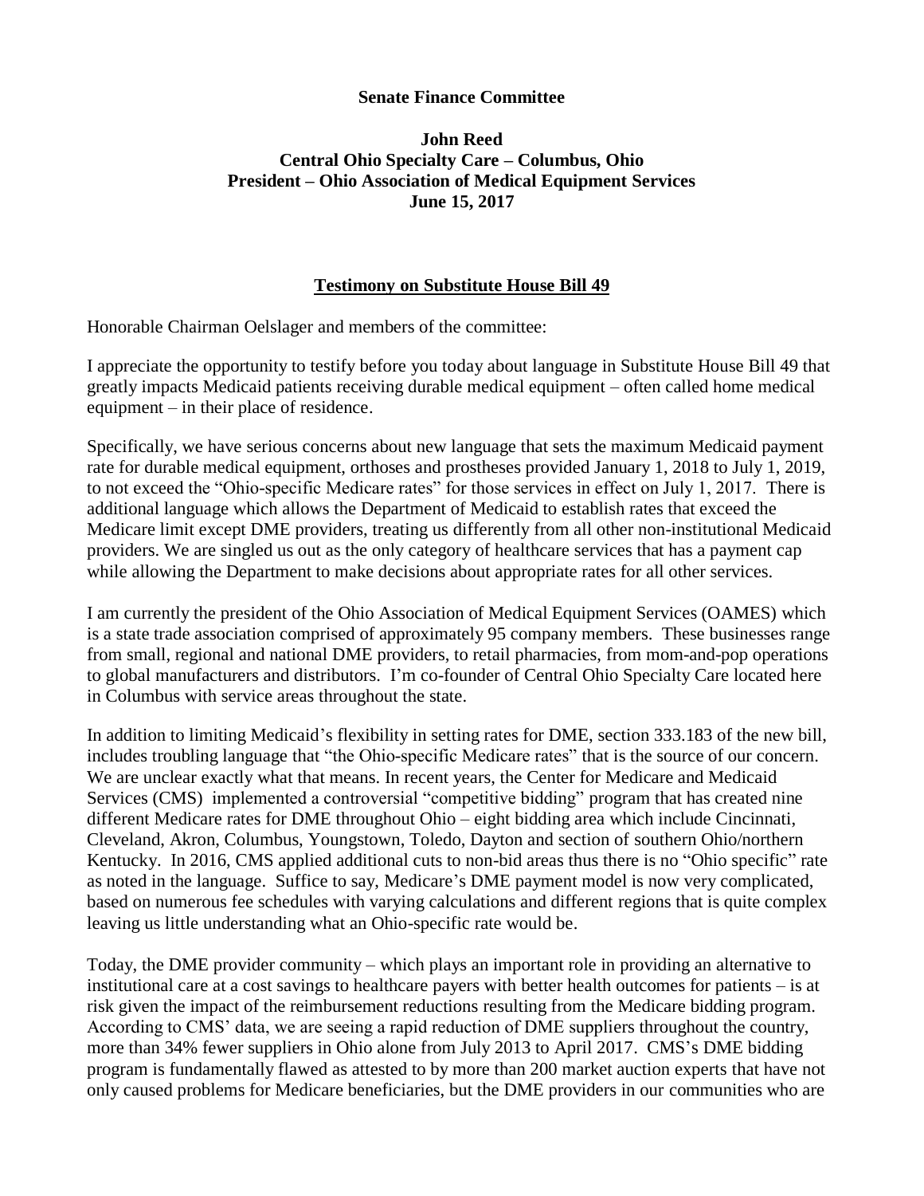**Senate Finance Committee**

**John Reed**
**Central Ohio Specialty Care – Columbus, Ohio**
**President – Ohio Association of Medical Equipment Services**
**June 15, 2017**

## Testimony on Substitute House Bill 49

Honorable Chairman Oelslager and members of the committee:

I appreciate the opportunity to testify before you today about language in Substitute House Bill 49 that greatly impacts Medicaid patients receiving durable medical equipment – often called home medical equipment – in their place of residence.

Specifically, we have serious concerns about new language that sets the maximum Medicaid payment rate for durable medical equipment, orthoses and prostheses provided January 1, 2018 to July 1, 2019, to not exceed the "Ohio-specific Medicare rates" for those services in effect on July 1, 2017. There is additional language which allows the Department of Medicaid to establish rates that exceed the Medicare limit except DME providers, treating us differently from all other non-institutional Medicaid providers. We are singled us out as the only category of healthcare services that has a payment cap while allowing the Department to make decisions about appropriate rates for all other services.

I am currently the president of the Ohio Association of Medical Equipment Services (OAMES) which is a state trade association comprised of approximately 95 company members. These businesses range from small, regional and national DME providers, to retail pharmacies, from mom-and-pop operations to global manufacturers and distributors. I'm co-founder of Central Ohio Specialty Care located here in Columbus with service areas throughout the state.

In addition to limiting Medicaid's flexibility in setting rates for DME, section 333.183 of the new bill, includes troubling language that "the Ohio-specific Medicare rates" that is the source of our concern. We are unclear exactly what that means. In recent years, the Center for Medicare and Medicaid Services (CMS) implemented a controversial "competitive bidding" program that has created nine different Medicare rates for DME throughout Ohio – eight bidding area which include Cincinnati, Cleveland, Akron, Columbus, Youngstown, Toledo, Dayton and section of southern Ohio/northern Kentucky. In 2016, CMS applied additional cuts to non-bid areas thus there is no "Ohio specific" rate as noted in the language. Suffice to say, Medicare's DME payment model is now very complicated, based on numerous fee schedules with varying calculations and different regions that is quite complex leaving us little understanding what an Ohio-specific rate would be.

Today, the DME provider community – which plays an important role in providing an alternative to institutional care at a cost savings to healthcare payers with better health outcomes for patients – is at risk given the impact of the reimbursement reductions resulting from the Medicare bidding program. According to CMS' data, we are seeing a rapid reduction of DME suppliers throughout the country, more than 34% fewer suppliers in Ohio alone from July 2013 to April 2017. CMS's DME bidding program is fundamentally flawed as attested to by more than 200 market auction experts that have not only caused problems for Medicare beneficiaries, but the DME providers in our communities who are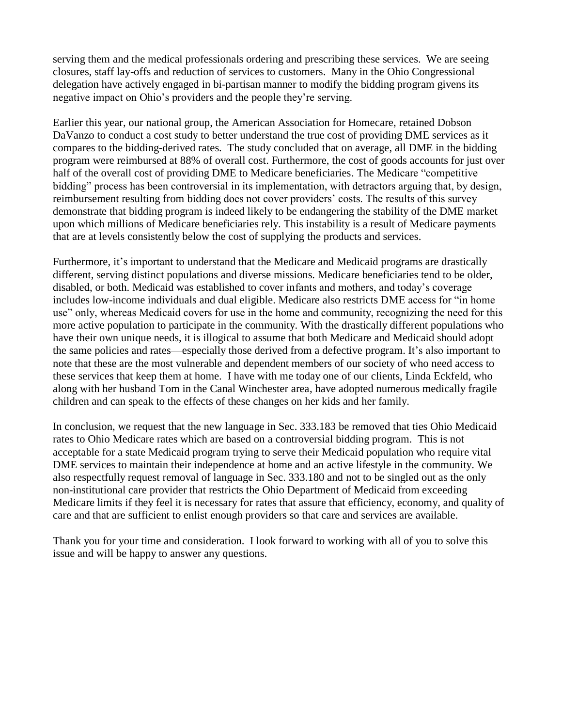serving them and the medical professionals ordering and prescribing these services. We are seeing closures, staff lay-offs and reduction of services to customers. Many in the Ohio Congressional delegation have actively engaged in bi-partisan manner to modify the bidding program givens its negative impact on Ohio's providers and the people they're serving.

Earlier this year, our national group, the American Association for Homecare, retained Dobson DaVanzo to conduct a cost study to better understand the true cost of providing DME services as it compares to the bidding-derived rates. The study concluded that on average, all DME in the bidding program were reimbursed at 88% of overall cost. Furthermore, the cost of goods accounts for just over half of the overall cost of providing DME to Medicare beneficiaries. The Medicare "competitive bidding" process has been controversial in its implementation, with detractors arguing that, by design, reimbursement resulting from bidding does not cover providers' costs. The results of this survey demonstrate that bidding program is indeed likely to be endangering the stability of the DME market upon which millions of Medicare beneficiaries rely. This instability is a result of Medicare payments that are at levels consistently below the cost of supplying the products and services.

Furthermore, it's important to understand that the Medicare and Medicaid programs are drastically different, serving distinct populations and diverse missions. Medicare beneficiaries tend to be older, disabled, or both. Medicaid was established to cover infants and mothers, and today's coverage includes low-income individuals and dual eligible. Medicare also restricts DME access for "in home use" only, whereas Medicaid covers for use in the home and community, recognizing the need for this more active population to participate in the community. With the drastically different populations who have their own unique needs, it is illogical to assume that both Medicare and Medicaid should adopt the same policies and rates—especially those derived from a defective program. It's also important to note that these are the most vulnerable and dependent members of our society of who need access to these services that keep them at home. I have with me today one of our clients, Linda Eckfeld, who along with her husband Tom in the Canal Winchester area, have adopted numerous medically fragile children and can speak to the effects of these changes on her kids and her family.

In conclusion, we request that the new language in Sec. 333.183 be removed that ties Ohio Medicaid rates to Ohio Medicare rates which are based on a controversial bidding program. This is not acceptable for a state Medicaid program trying to serve their Medicaid population who require vital DME services to maintain their independence at home and an active lifestyle in the community. We also respectfully request removal of language in Sec. 333.180 and not to be singled out as the only non-institutional care provider that restricts the Ohio Department of Medicaid from exceeding Medicare limits if they feel it is necessary for rates that assure that efficiency, economy, and quality of care and that are sufficient to enlist enough providers so that care and services are available.

Thank you for your time and consideration. I look forward to working with all of you to solve this issue and will be happy to answer any questions.